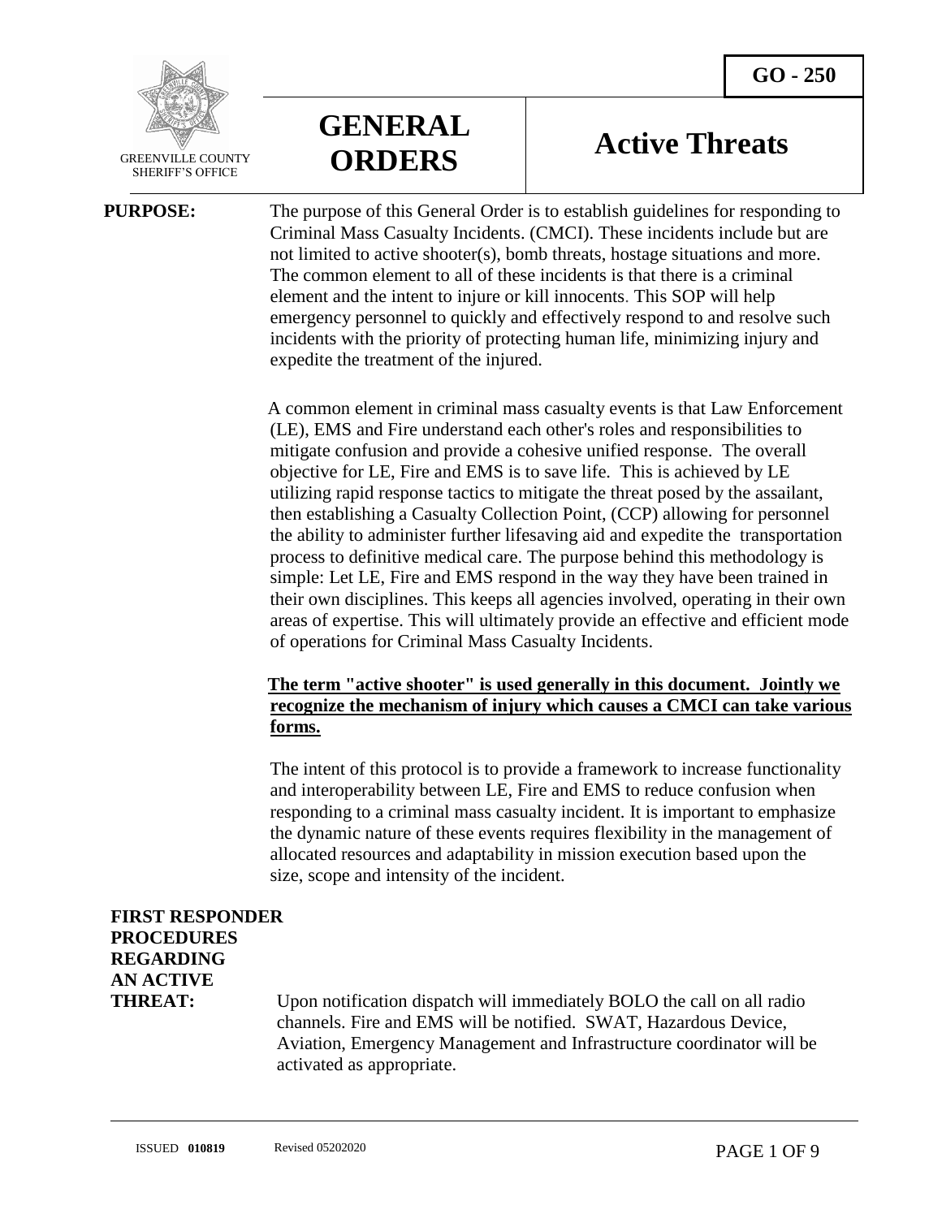GREENVILLE COUNTY SHERIFF'S OFFICE

# GENERAL ORDERS

# Active Threats

**GO - 250**

**PURPOSE:**

The purpose of this General Order is to establish guidelines for responding to Criminal Mass Casualty Incidents. (CMCI). These incidents include but are not limited to active shooter(s), bomb threats, hostage situations and more. The common element to all of these incidents is that there is a criminal element and the intent to injure or kill innocents. This SOP will help emergency personnel to quickly and effectively respond to and resolve such incidents with the priority of protecting human life, minimizing injury and expedite the treatment of the injured.

A common element in criminal mass casualty events is that Law Enforcement (LE), EMS and Fire understand each other's roles and responsibilities to mitigate confusion and provide a cohesive unified response. The overall objective for LE, Fire and EMS is to save life. This is achieved by LE utilizing rapid response tactics to mitigate the threat posed by the assailant, then establishing a Casualty Collection Point, (CCP) allowing for personnel the ability to administer further lifesaving aid and expedite the transportation process to definitive medical care. The purpose behind this methodology is simple: Let LE, Fire and EMS respond in the way they have been trained in their own disciplines. This keeps all agencies involved, operating in their own areas of expertise. This will ultimately provide an effective and efficient mode of operations for Criminal Mass Casualty Incidents.

**The term "active shooter" is used generally in this document. Jointly we recognize the mechanism of injury which causes a CMCI can take various forms.**

The intent of this protocol is to provide a framework to increase functionality and interoperability between LE, Fire and EMS to reduce confusion when responding to a criminal mass casualty incident. It is important to emphasize the dynamic nature of these events requires flexibility in the management of allocated resources and adaptability in mission execution based upon the size, scope and intensity of the incident.

**FIRST RESPONDER PROCEDURES REGARDING AN ACTIVE THREAT:**

Upon notification dispatch will immediately BOLO the call on all radio channels. Fire and EMS will be notified. SWAT, Hazardous Device, Aviation, Emergency Management and Infrastructure coordinator will be activated as appropriate.

ISSUED **010819** Revised 05202020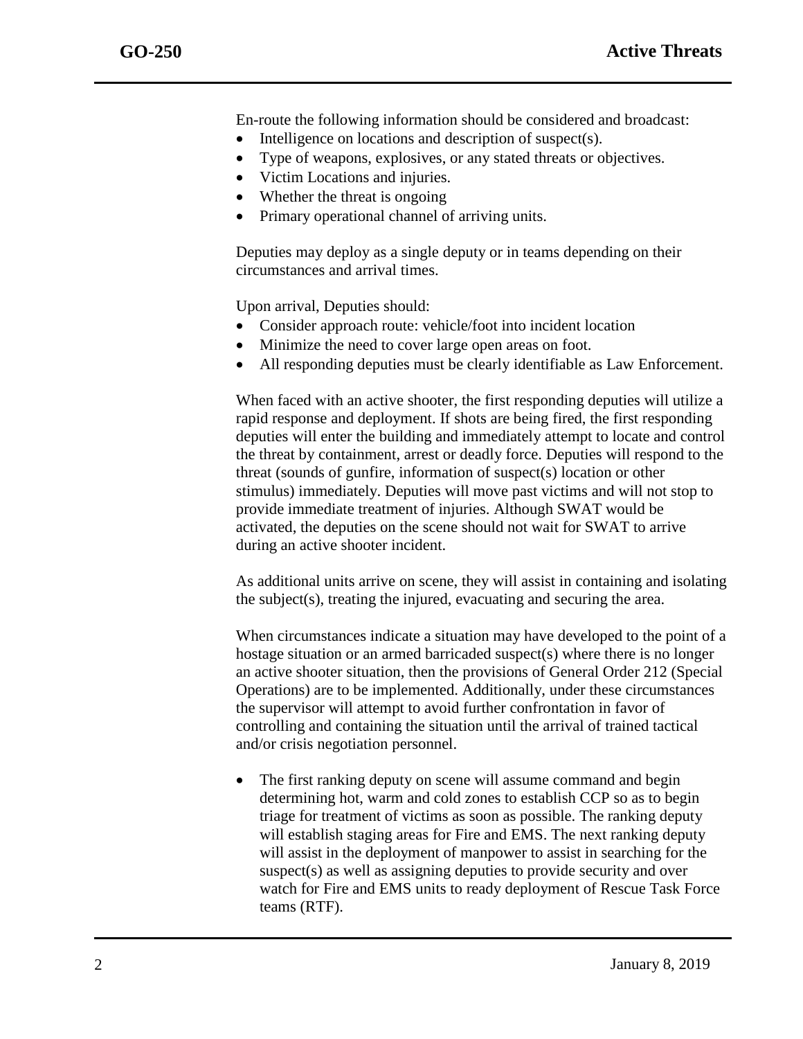En-route the following information should be considered and broadcast:

- Intelligence on locations and description of suspect(s).
- Type of weapons, explosives, or any stated threats or objectives.
- Victim Locations and injuries.
- Whether the threat is ongoing
- Primary operational channel of arriving units.

Deputies may deploy as a single deputy or in teams depending on their circumstances and arrival times.

Upon arrival, Deputies should:

- Consider approach route: vehicle/foot into incident location
- Minimize the need to cover large open areas on foot.
- All responding deputies must be clearly identifiable as Law Enforcement.

When faced with an active shooter, the first responding deputies will utilize a rapid response and deployment. If shots are being fired, the first responding deputies will enter the building and immediately attempt to locate and control the threat by containment, arrest or deadly force. Deputies will respond to the threat (sounds of gunfire, information of suspect(s) location or other stimulus) immediately. Deputies will move past victims and will not stop to provide immediate treatment of injuries. Although SWAT would be activated, the deputies on the scene should not wait for SWAT to arrive during an active shooter incident.

As additional units arrive on scene, they will assist in containing and isolating the subject(s), treating the injured, evacuating and securing the area.

When circumstances indicate a situation may have developed to the point of a hostage situation or an armed barricaded suspect(s) where there is no longer an active shooter situation, then the provisions of General Order 212 (Special Operations) are to be implemented. Additionally, under these circumstances the supervisor will attempt to avoid further confrontation in favor of controlling and containing the situation until the arrival of trained tactical and/or crisis negotiation personnel.

- The first ranking deputy on scene will assume command and begin determining hot, warm and cold zones to establish CCP so as to begin triage for treatment of victims as soon as possible. The ranking deputy will establish staging areas for Fire and EMS. The next ranking deputy will assist in the deployment of manpower to assist in searching for the suspect(s) as well as assigning deputies to provide security and over watch for Fire and EMS units to ready deployment of Rescue Task Force teams (RTF).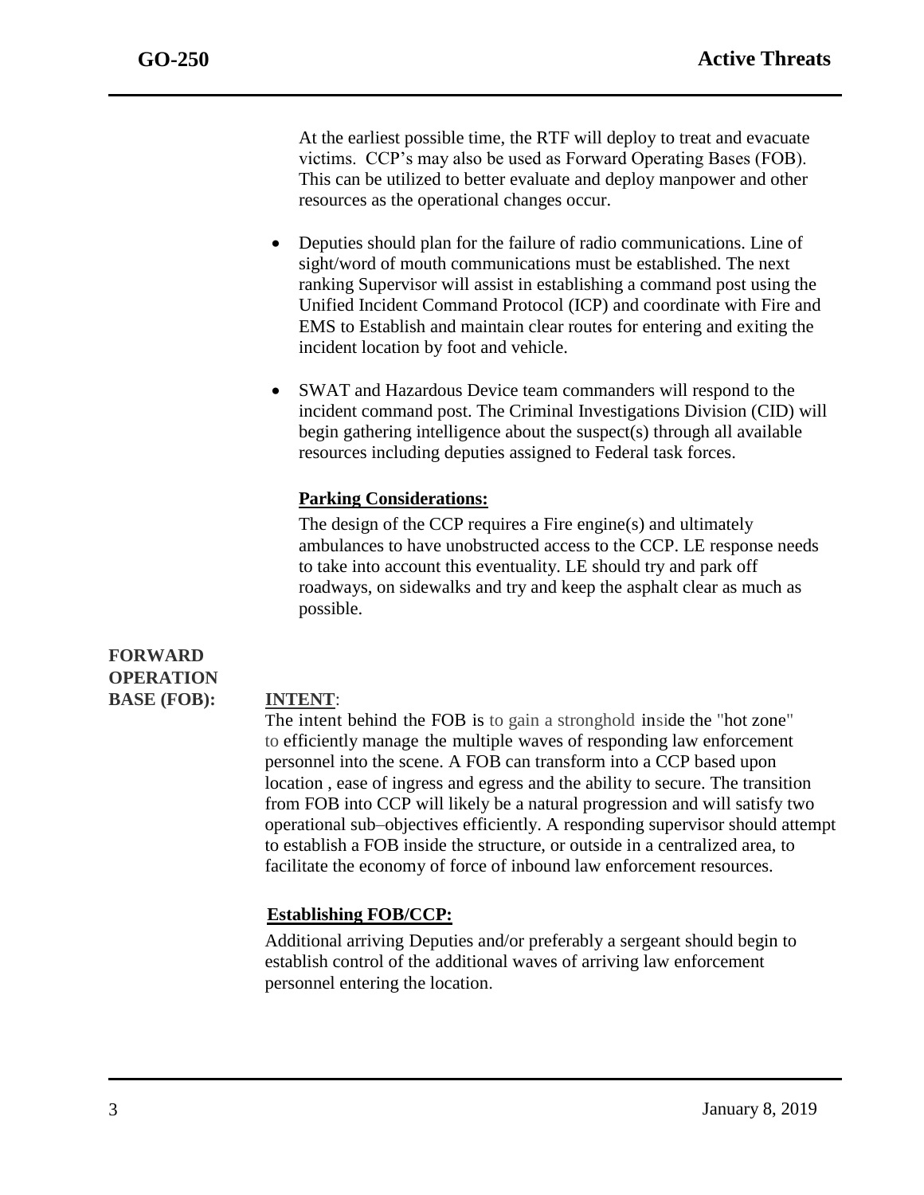At the earliest possible time, the RTF will deploy to treat and evacuate victims. CCP's may also be used as Forward Operating Bases (FOB). This can be utilized to better evaluate and deploy manpower and other resources as the operational changes occur.

- Deputies should plan for the failure of radio communications. Line of sight/word of mouth communications must be established. The next ranking Supervisor will assist in establishing a command post using the Unified Incident Command Protocol (ICP) and coordinate with Fire and EMS to Establish and maintain clear routes for entering and exiting the incident location by foot and vehicle.
- SWAT and Hazardous Device team commanders will respond to the incident command post. The Criminal Investigations Division (CID) will begin gathering intelligence about the suspect(s) through all available resources including deputies assigned to Federal task forces.

**Parking Considerations:**

The design of the CCP requires a Fire engine(s) and ultimately ambulances to have unobstructed access to the CCP. LE response needs to take into account this eventuality. LE should try and park off roadways, on sidewalks and try and keep the asphalt clear as much as possible.

## FORWARD OPERATION BASE (FOB):

**INTENT**:

The intent behind the FOB is to gain a stronghold inside the "hot zone" to efficiently manage the multiple waves of responding law enforcement personnel into the scene. A FOB can transform into a CCP based upon location , ease of ingress and egress and the ability to secure. The transition from FOB into CCP will likely be a natural progression and will satisfy two operational sub–objectives efficiently. A responding supervisor should attempt to establish a FOB inside the structure, or outside in a centralized area, to facilitate the economy of force of inbound law enforcement resources.

**Establishing FOB/CCP:**

Additional arriving Deputies and/or preferably a sergeant should begin to establish control of the additional waves of arriving law enforcement personnel entering the location.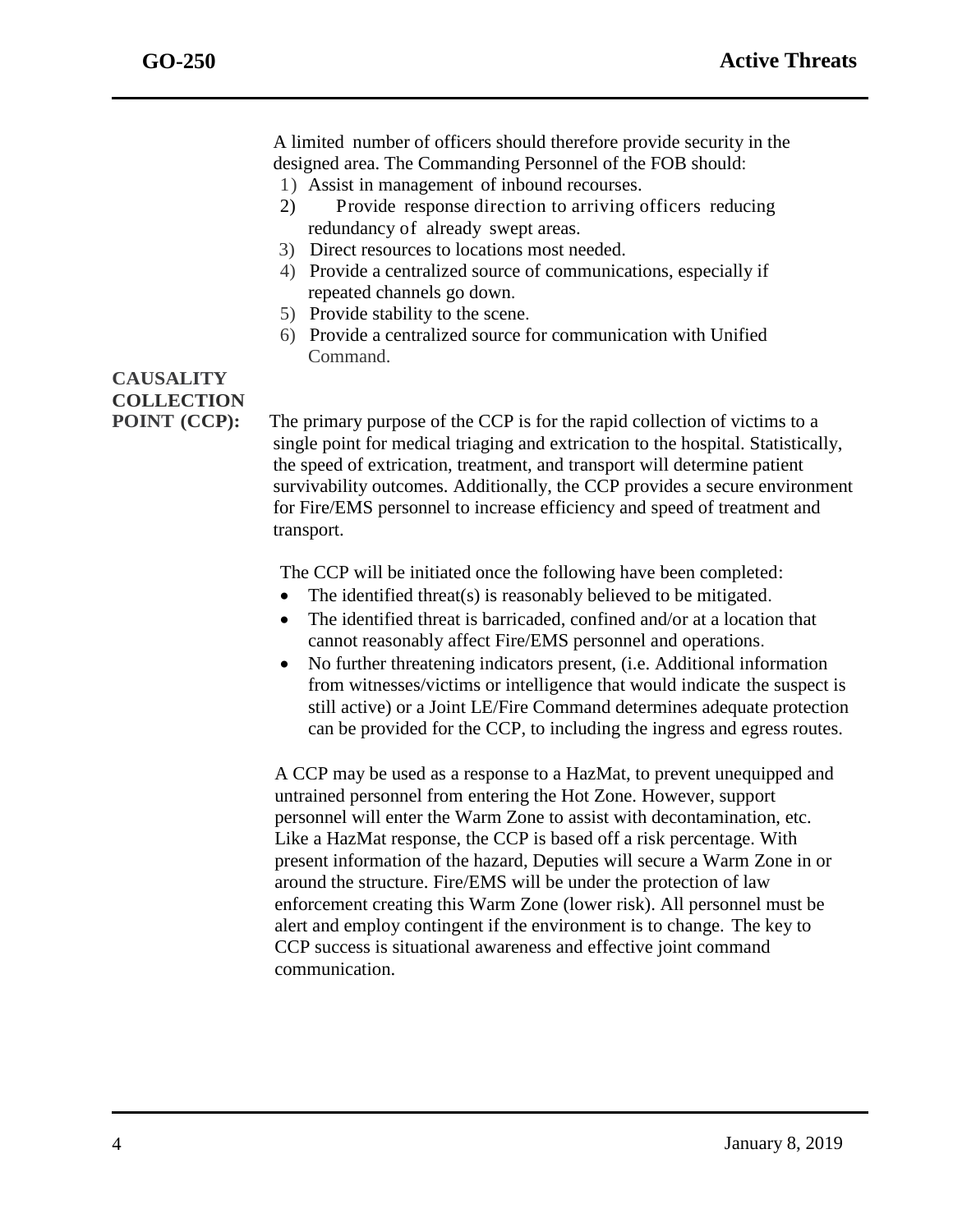A limited number of officers should therefore provide security in the designed area. The Commanding Personnel of the FOB should:

1) Assist in management of inbound recourses.
2) Provide response direction to arriving officers reducing redundancy of already swept areas.
3) Direct resources to locations most needed.
4) Provide a centralized source of communications, especially if repeated channels go down.
5) Provide stability to the scene.
6) Provide a centralized source for communication with Unified Command.

**CAUSALITY COLLECTION POINT (CCP):** The primary purpose of the CCP is for the rapid collection of victims to a single point for medical triaging and extrication to the hospital. Statistically, the speed of extrication, treatment, and transport will determine patient survivability outcomes. Additionally, the CCP provides a secure environment for Fire/EMS personnel to increase efficiency and speed of treatment and transport.

The CCP will be initiated once the following have been completed:

- The identified threat(s) is reasonably believed to be mitigated.
- The identified threat is barricaded, confined and/or at a location that cannot reasonably affect Fire/EMS personnel and operations.
- No further threatening indicators present, (i.e. Additional information from witnesses/victims or intelligence that would indicate the suspect is still active) or a Joint LE/Fire Command determines adequate protection can be provided for the CCP, to including the ingress and egress routes.

A CCP may be used as a response to a HazMat, to prevent unequipped and untrained personnel from entering the Hot Zone. However, support personnel will enter the Warm Zone to assist with decontamination, etc. Like a HazMat response, the CCP is based off a risk percentage. With present information of the hazard, Deputies will secure a Warm Zone in or around the structure. Fire/EMS will be under the protection of law enforcement creating this Warm Zone (lower risk). All personnel must be alert and employ contingent if the environment is to change. The key to CCP success is situational awareness and effective joint command communication.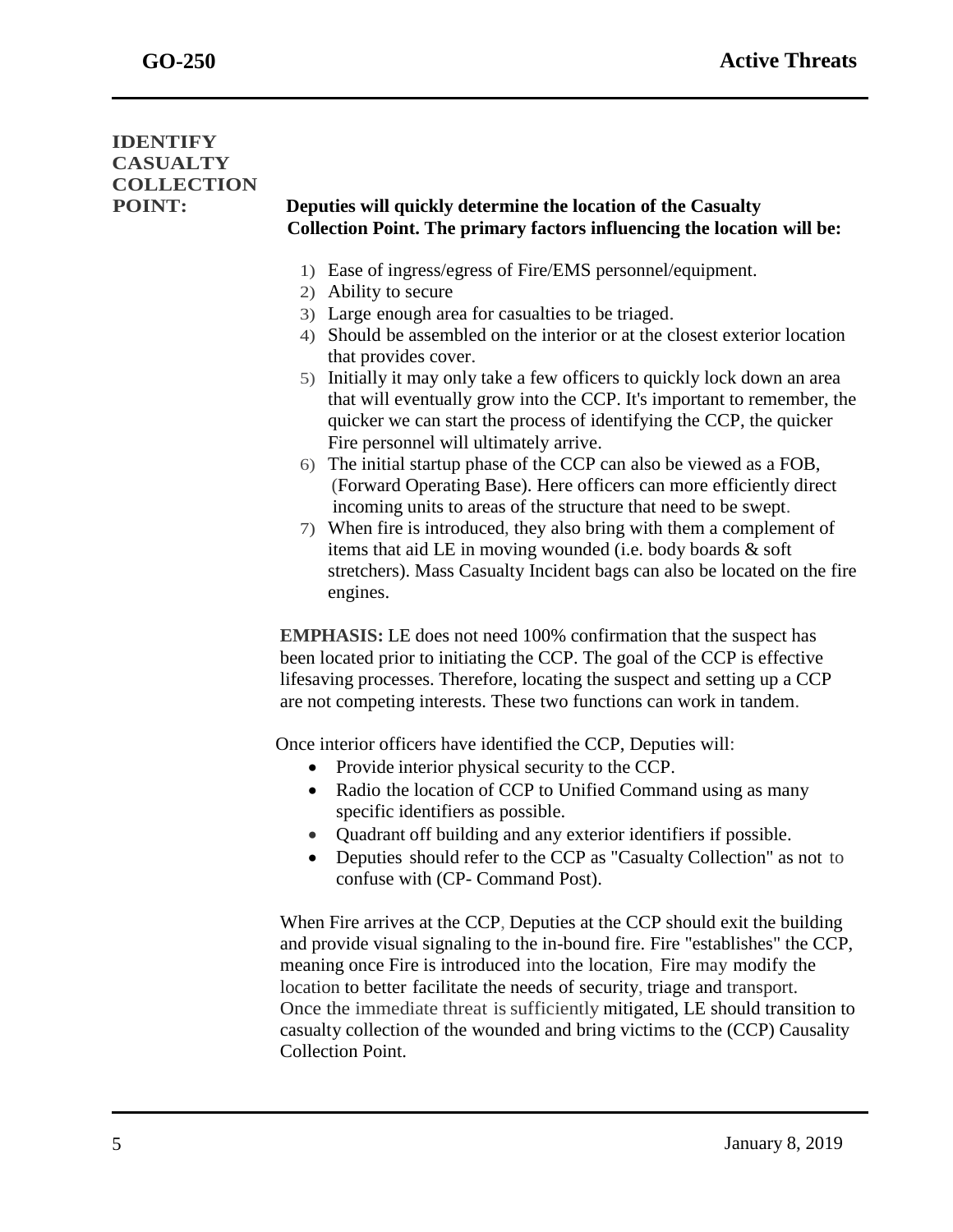## IDENTIFY CASUALTY COLLECTION POINT:

**Deputies will quickly determine the location of the Casualty Collection Point. The primary factors influencing the location will be:**

1) Ease of ingress/egress of Fire/EMS personnel/equipment.
2) Ability to secure
3) Large enough area for casualties to be triaged.
4) Should be assembled on the interior or at the closest exterior location that provides cover.
5) Initially it may only take a few officers to quickly lock down an area that will eventually grow into the CCP. It's important to remember, the quicker we can start the process of identifying the CCP, the quicker Fire personnel will ultimately arrive.
6) The initial startup phase of the CCP can also be viewed as a FOB, (Forward Operating Base). Here officers can more efficiently direct incoming units to areas of the structure that need to be swept.
7) When fire is introduced, they also bring with them a complement of items that aid LE in moving wounded (i.e. body boards & soft stretchers). Mass Casualty Incident bags can also be located on the fire engines.

**EMPHASIS:** LE does not need 100% confirmation that the suspect has been located prior to initiating the CCP. The goal of the CCP is effective lifesaving processes. Therefore, locating the suspect and setting up a CCP are not competing interests. These two functions can work in tandem.

Once interior officers have identified the CCP, Deputies will:

- Provide interior physical security to the CCP.
- Radio the location of CCP to Unified Command using as many specific identifiers as possible.
- Quadrant off building and any exterior identifiers if possible.
- Deputies should refer to the CCP as "Casualty Collection" as not to confuse with (CP- Command Post).

When Fire arrives at the CCP, Deputies at the CCP should exit the building and provide visual signaling to the in-bound fire. Fire "establishes" the CCP, meaning once Fire is introduced into the location, Fire may modify the location to better facilitate the needs of security, triage and transport. Once the immediate threat is sufficiently mitigated, LE should transition to casualty collection of the wounded and bring victims to the (CCP) Causality Collection Point.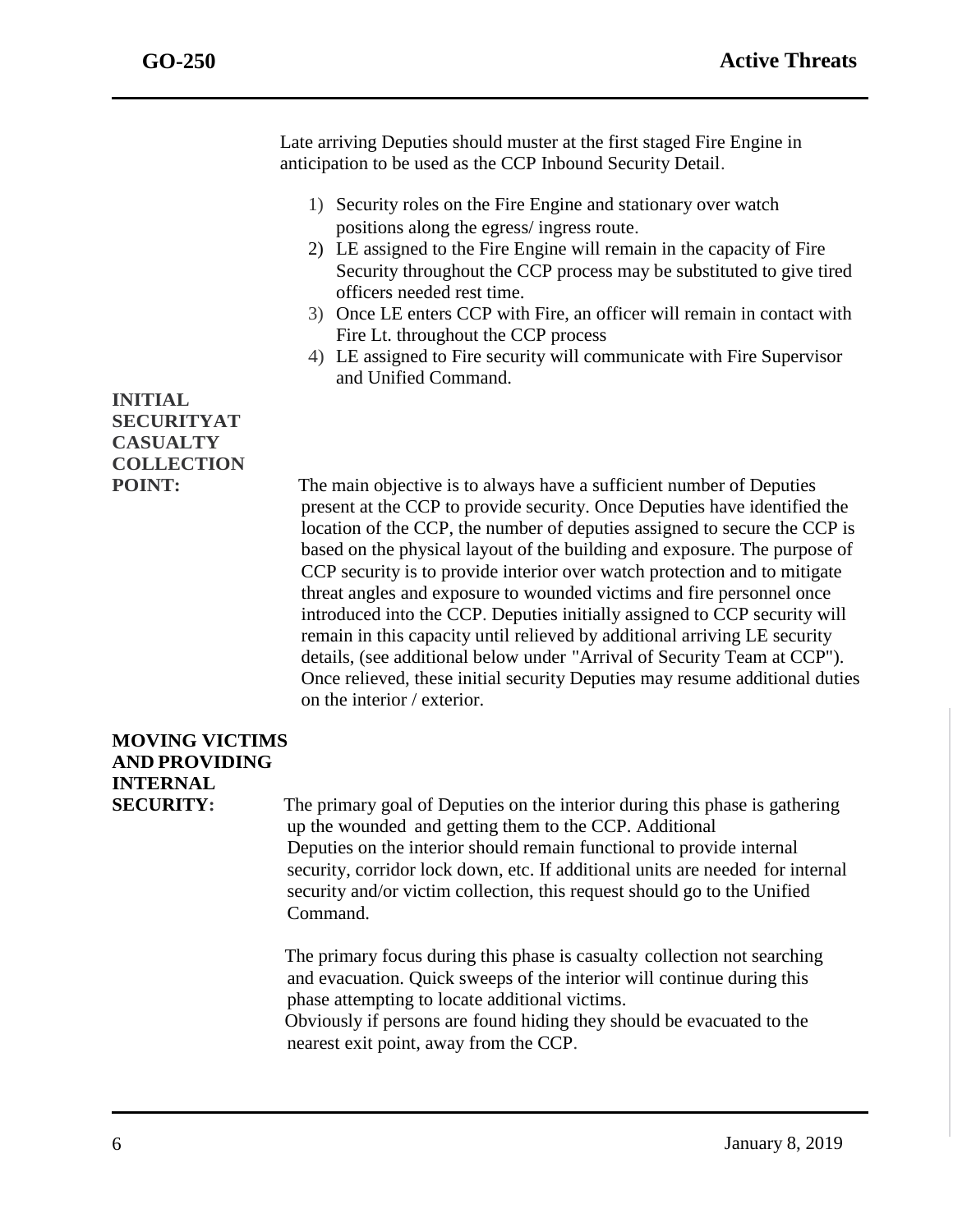Late arriving Deputies should muster at the first staged Fire Engine in anticipation to be used as the CCP Inbound Security Detail.

1) Security roles on the Fire Engine and stationary over watch positions along the egress/ ingress route.
2) LE assigned to the Fire Engine will remain in the capacity of Fire Security throughout the CCP process may be substituted to give tired officers needed rest time.
3) Once LE enters CCP with Fire, an officer will remain in contact with Fire Lt. throughout the CCP process
4) LE assigned to Fire security will communicate with Fire Supervisor and Unified Command.

**INITIAL SECURITYAT CASUALTY COLLECTION POINT:**

The main objective is to always have a sufficient number of Deputies present at the CCP to provide security. Once Deputies have identified the location of the CCP, the number of deputies assigned to secure the CCP is based on the physical layout of the building and exposure. The purpose of CCP security is to provide interior over watch protection and to mitigate threat angles and exposure to wounded victims and fire personnel once introduced into the CCP. Deputies initially assigned to CCP security will remain in this capacity until relieved by additional arriving LE security details, (see additional below under "Arrival of Security Team at CCP"). Once relieved, these initial security Deputies may resume additional duties on the interior / exterior.

**MOVING VICTIMS AND PROVIDING INTERNAL SECURITY:**

The primary goal of Deputies on the interior during this phase is gathering up the wounded and getting them to the CCP. Additional Deputies on the interior should remain functional to provide internal security, corridor lock down, etc. If additional units are needed for internal security and/or victim collection, this request should go to the Unified Command.

The primary focus during this phase is casualty collection not searching and evacuation. Quick sweeps of the interior will continue during this phase attempting to locate additional victims.
Obviously if persons are found hiding they should be evacuated to the nearest exit point, away from the CCP.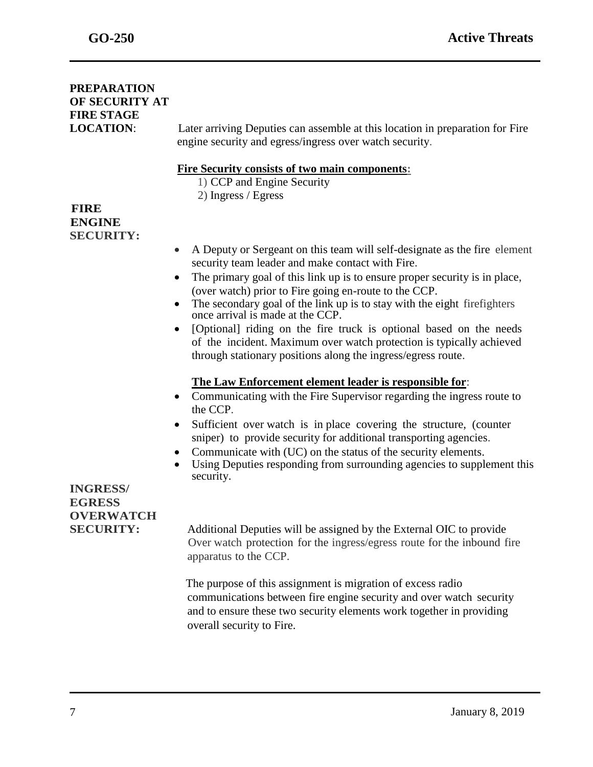**PREPARATION OF SECURITY AT FIRE STAGE LOCATION**: Later arriving Deputies can assemble at this location in preparation for Fire engine security and egress/ingress over watch security.

**Fire Security consists of two main components:**

1) CCP and Engine Security
2) Ingress / Egress

**FIRE ENGINE SECURITY:**

- A Deputy or Sergeant on this team will self-designate as the fire element security team leader and make contact with Fire.
- The primary goal of this link up is to ensure proper security is in place, (over watch) prior to Fire going en-route to the CCP.
- The secondary goal of the link up is to stay with the eight firefighters once arrival is made at the CCP.
- [Optional] riding on the fire truck is optional based on the needs of the incident. Maximum over watch protection is typically achieved through stationary positions along the ingress/egress route.

**The Law Enforcement element leader is responsible for**:

- Communicating with the Fire Supervisor regarding the ingress route to the CCP.
- Sufficient over watch is in place covering the structure, (counter sniper) to provide security for additional transporting agencies.
- Communicate with (UC) on the status of the security elements.
- Using Deputies responding from surrounding agencies to supplement this security.

**INGRESS/ EGRESS OVERWATCH SECURITY:** Additional Deputies will be assigned by the External OIC to provide Over watch protection for the ingress/egress route for the inbound fire apparatus to the CCP.

The purpose of this assignment is migration of excess radio communications between fire engine security and over watch security and to ensure these two security elements work together in providing overall security to Fire.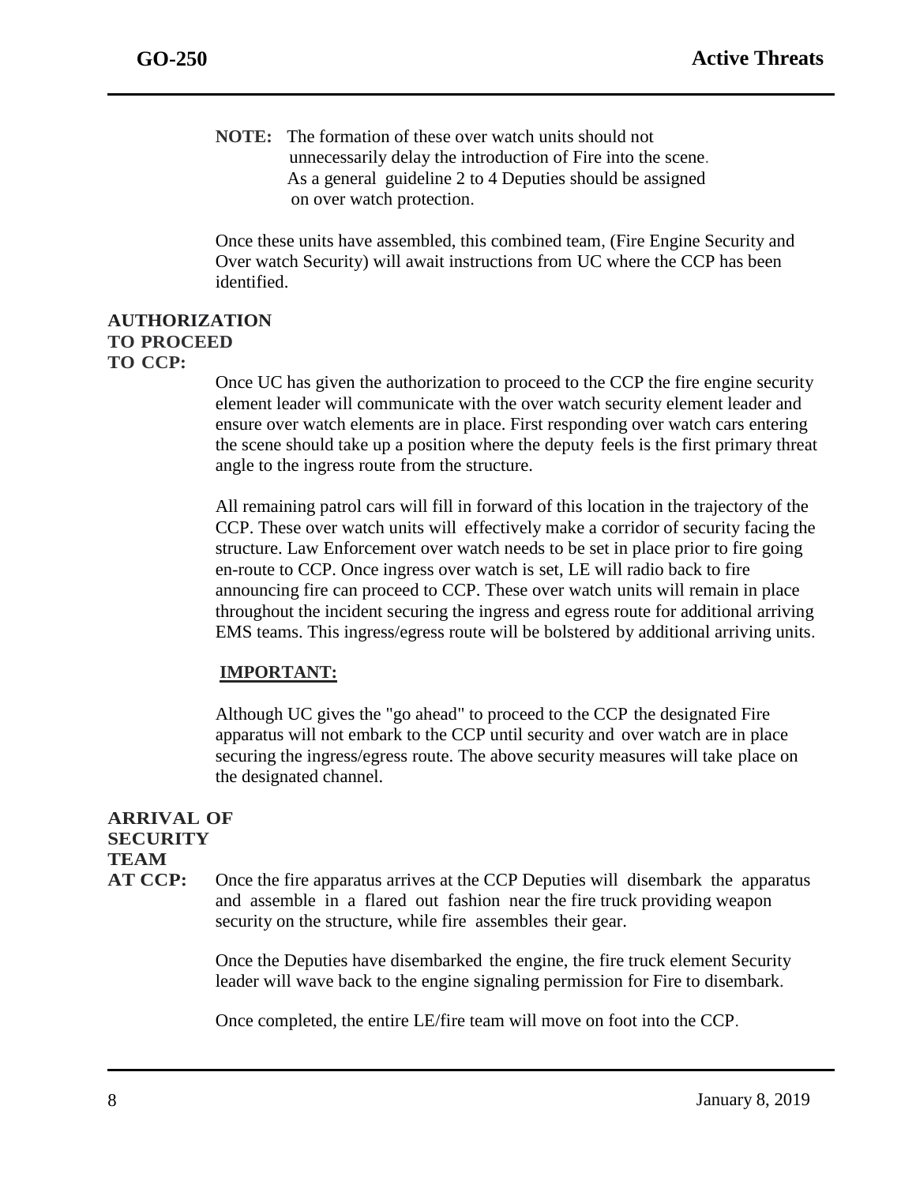**NOTE:** The formation of these over watch units should not unnecessarily delay the introduction of Fire into the scene. As a general guideline 2 to 4 Deputies should be assigned on over watch protection.

Once these units have assembled, this combined team, (Fire Engine Security and Over watch Security) will await instructions from UC where the CCP has been identified.

**AUTHORIZATION TO PROCEED TO CCP:**

Once UC has given the authorization to proceed to the CCP the fire engine security element leader will communicate with the over watch security element leader and ensure over watch elements are in place. First responding over watch cars entering the scene should take up a position where the deputy feels is the first primary threat angle to the ingress route from the structure.

All remaining patrol cars will fill in forward of this location in the trajectory of the CCP. These over watch units will effectively make a corridor of security facing the structure. Law Enforcement over watch needs to be set in place prior to fire going en-route to CCP. Once ingress over watch is set, LE will radio back to fire announcing fire can proceed to CCP. These over watch units will remain in place throughout the incident securing the ingress and egress route for additional arriving EMS teams. This ingress/egress route will be bolstered by additional arriving units.

**IMPORTANT:**

Although UC gives the "go ahead" to proceed to the CCP the designated Fire apparatus will not embark to the CCP until security and over watch are in place securing the ingress/egress route. The above security measures will take place on the designated channel.

**ARRIVAL OF SECURITY TEAM AT CCP:**

Once the fire apparatus arrives at the CCP Deputies will disembark the apparatus and assemble in a flared out fashion near the fire truck providing weapon security on the structure, while fire assembles their gear.

Once the Deputies have disembarked the engine, the fire truck element Security leader will wave back to the engine signaling permission for Fire to disembark.

Once completed, the entire LE/fire team will move on foot into the CCP.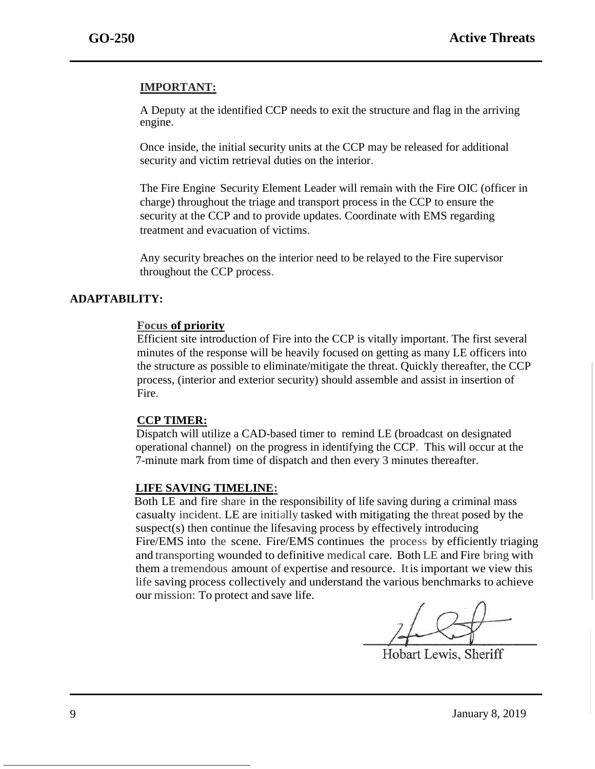**IMPORTANT:**

A Deputy at the identified CCP needs to exit the structure and flag in the arriving engine.

Once inside, the initial security units at the CCP may be released for additional security and victim retrieval duties on the interior.

The Fire Engine Security Element Leader will remain with the Fire OIC (officer in charge) throughout the triage and transport process in the CCP to ensure the security at the CCP and to provide updates. Coordinate with EMS regarding treatment and evacuation of victims.

Any security breaches on the interior need to be relayed to the Fire supervisor throughout the CCP process.

**ADAPTABILITY:**

**Focus of priority**

Efficient site introduction of Fire into the CCP is vitally important. The first several minutes of the response will be heavily focused on getting as many LE officers into the structure as possible to eliminate/mitigate the threat. Quickly thereafter, the CCP process, (interior and exterior security) should assemble and assist in insertion of Fire.

**CCP TIMER:**

Dispatch will utilize a CAD-based timer to remind LE (broadcast on designated operational channel) on the progress in identifying the CCP. This will occur at the 7-minute mark from time of dispatch and then every 3 minutes thereafter.

**LIFE SAVING TIMELINE:**

Both LE and fire share in the responsibility of life saving during a criminal mass casualty incident. LE are initially tasked with mitigating the threat posed by the suspect(s) then continue the lifesaving process by effectively introducing Fire/EMS into the scene. Fire/EMS continues the process by efficiently triaging and transporting wounded to definitive medical care. Both LE and Fire bring with them a tremendous amount of expertise and resource. It is important we view this life saving process collectively and understand the various benchmarks to achieve our mission: To protect and save life.

Hobart Lewis, Sheriff